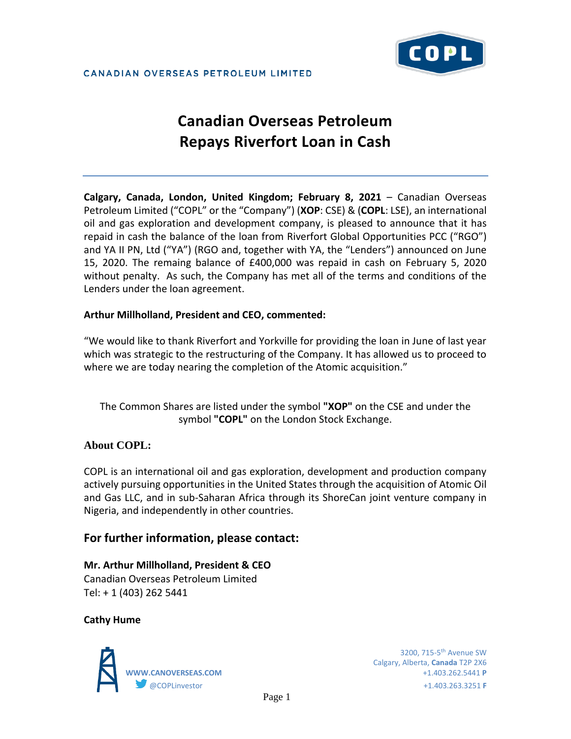CANADIAN OVERSEAS PETROLEUM LIMITED

# Canadian Overseas Petroleum Repays Riverfort Loan in Cash

**Calgary, Canada, London, United Kingdom; February 8, 2021** – Canadian Overseas Petroleum Limited ("COPL" or the "Company") (**XOP**: CSE) & (**COPL**: LSE), an international oil and gas exploration and development company, is pleased to announce that it has repaid in cash the balance of the loan from Riverfort Global Opportunities PCC ("RGO") and YA II PN, Ltd ("YA") (RGO and, together with YA, the "Lenders") announced on June 15, 2020. The remaing balance of £400,000 was repaid in cash on February 5, 2020 without penalty. As such, the Company has met all of the terms and conditions of the Lenders under the loan agreement.

**Arthur Millholland, President and CEO, commented:**

"We would like to thank Riverfort and Yorkville for providing the loan in June of last year which was strategic to the restructuring of the Company. It has allowed us to proceed to where we are today nearing the completion of the Atomic acquisition."

The Common Shares are listed under the symbol **"XOP"** on the CSE and under the symbol **"COPL"** on the London Stock Exchange.

### About COPL:

COPL is an international oil and gas exploration, development and production company actively pursuing opportunities in the United States through the acquisition of Atomic Oil and Gas LLC, and in sub-Saharan Africa through its ShoreCan joint venture company in Nigeria, and independently in other countries.

## For further information, please contact:

**Mr. Arthur Millholland, President & CEO**
Canadian Overseas Petroleum Limited
Tel: + 1 (403) 262 5441

**Cathy Hume**

WWW.CANOVERSEAS.COM
@COPLinvestor

3200, 715-5th Avenue SW
Calgary, Alberta, **Canada** T2P 2X6
+1.403.262.5441 **P**
+1.403.263.3251 **F**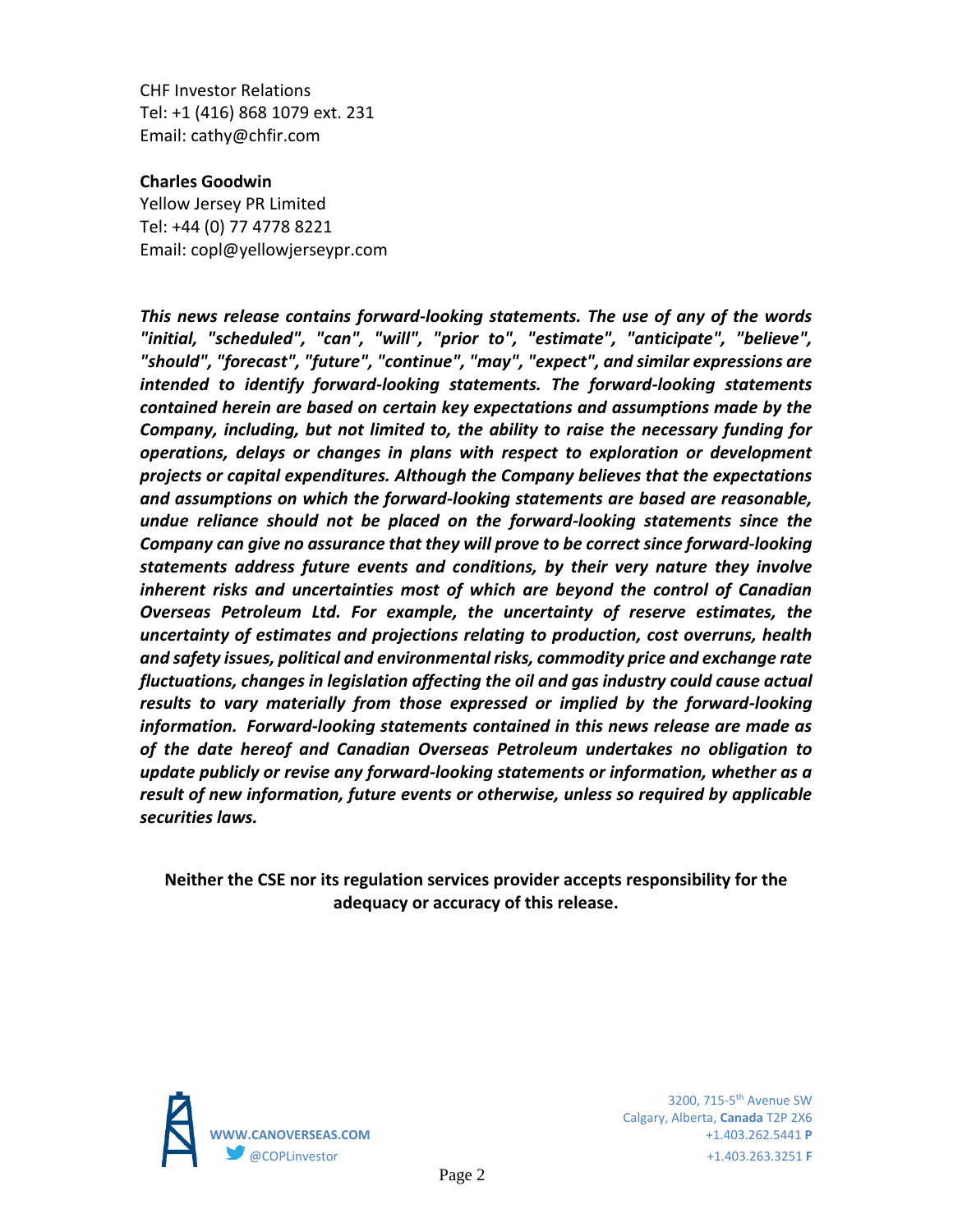CHF Investor Relations
Tel: +1 (416) 868 1079 ext. 231
Email: cathy@chfir.com

**Charles Goodwin**
Yellow Jersey PR Limited
Tel: +44 (0) 77 4778 8221
Email: copl@yellowjerseypr.com

***This news release contains forward-looking statements. The use of any of the words "initial, "scheduled", "can", "will", "prior to", "estimate", "anticipate", "believe", "should", "forecast", "future", "continue", "may", "expect", and similar expressions are intended to identify forward-looking statements. The forward-looking statements contained herein are based on certain key expectations and assumptions made by the Company, including, but not limited to, the ability to raise the necessary funding for operations, delays or changes in plans with respect to exploration or development projects or capital expenditures. Although the Company believes that the expectations and assumptions on which the forward-looking statements are based are reasonable, undue reliance should not be placed on the forward-looking statements since the Company can give no assurance that they will prove to be correct since forward-looking statements address future events and conditions, by their very nature they involve inherent risks and uncertainties most of which are beyond the control of Canadian Overseas Petroleum Ltd. For example, the uncertainty of reserve estimates, the uncertainty of estimates and projections relating to production, cost overruns, health and safety issues, political and environmental risks, commodity price and exchange rate fluctuations, changes in legislation affecting the oil and gas industry could cause actual results to vary materially from those expressed or implied by the forward-looking information. Forward-looking statements contained in this news release are made as of the date hereof and Canadian Overseas Petroleum undertakes no obligation to update publicly or revise any forward-looking statements or information, whether as a result of new information, future events or otherwise, unless so required by applicable securities laws.***

**Neither the CSE nor its regulation services provider accepts responsibility for the adequacy or accuracy of this release.**

WWW.CANOVERSEAS.COM
@COPLinvestor

3200, 715-5th Avenue SW
Calgary, Alberta, **Canada** T2P 2X6
+1.403.262.5441 **P**
+1.403.263.3251 **F**